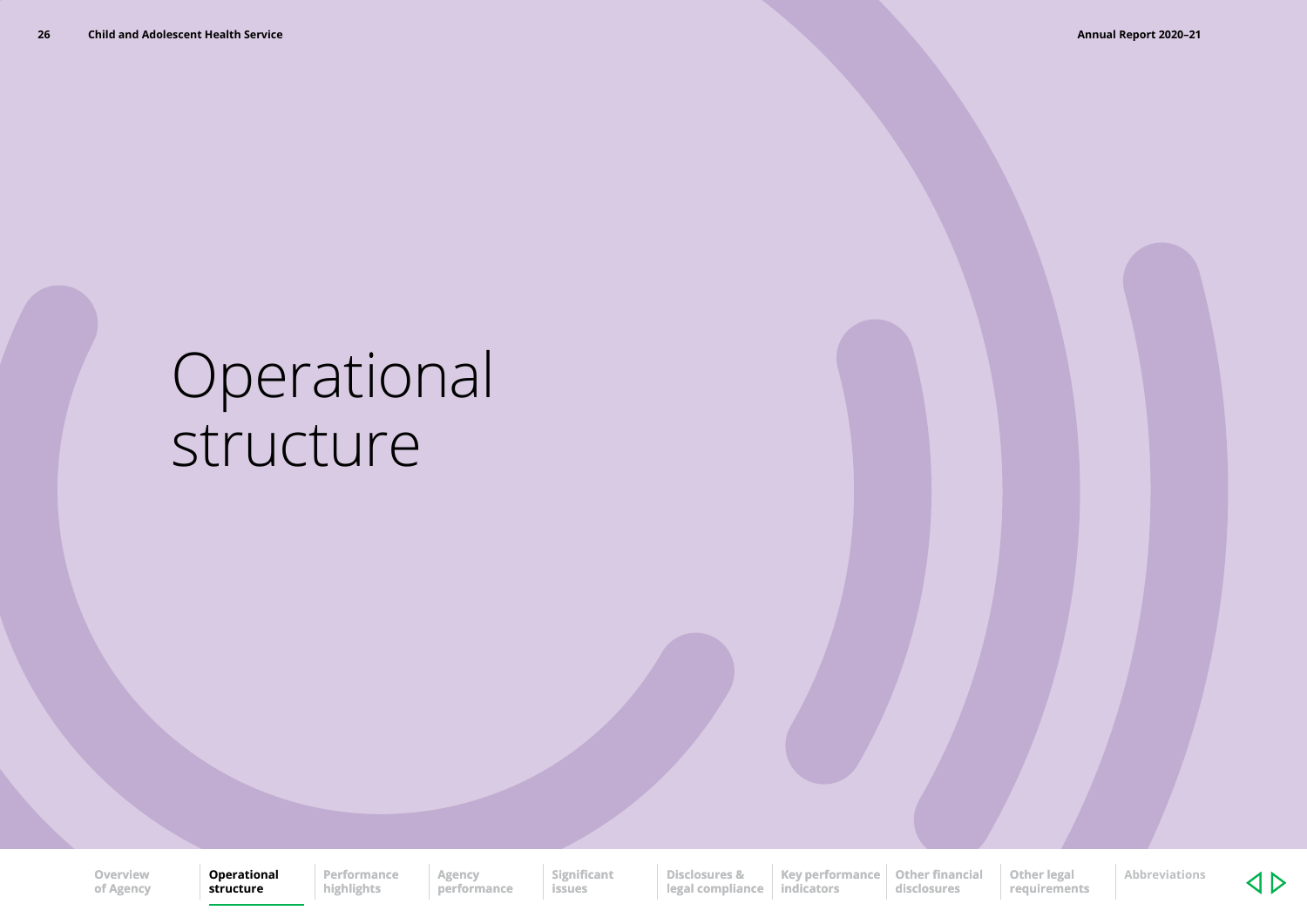# Operational structure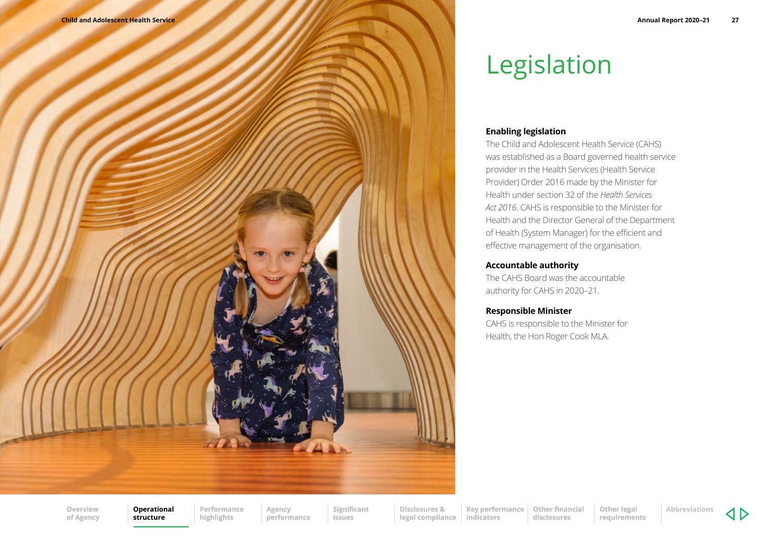# Legislation

### Enabling legislation

The Child and Adolescent Health Service (CAHS) was established as a Board governed health service provider in the Health Services (Health Service Provider) Order 2016 made by the Minister for Health under section 32 of the *Health Services Act 2016*. CAHS is responsible to the Minister for Health and the Director General of the Department of Health (System Manager) for the efficient and effective management of the organisation.

### Accountable authority

The CAHS Board was the accountable authority for CAHS in 2020–21.

### Responsible Minister

CAHS is responsible to the Minister for Health, the Hon Roger Cook MLA.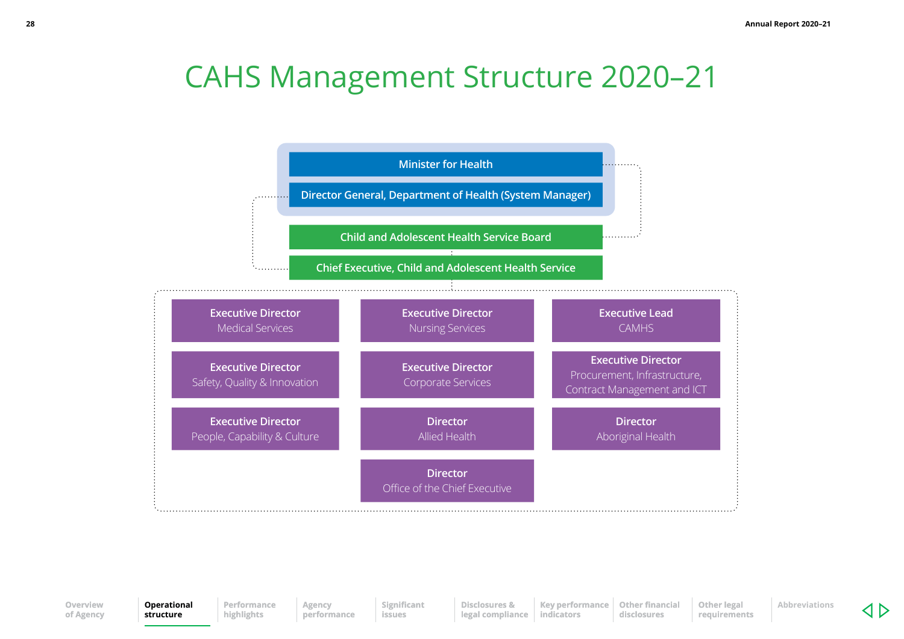# CAHS Management Structure 2020–21

Minister for Health

Director General, Department of Health (System Manager)

Child and Adolescent Health Service Board

Chief Executive, Child and Adolescent Health Service

**Executive Director**
Medical Services

**Executive Director**
Nursing Services

**Executive Lead**
CAMHS

**Executive Director**
Safety, Quality & Innovation

**Executive Director**
Corporate Services

**Executive Director**
Procurement, Infrastructure, Contract Management and ICT

**Executive Director**
People, Capability & Culture

**Director**
Allied Health

**Director**
Aboriginal Health

**Director**
Office of the Chief Executive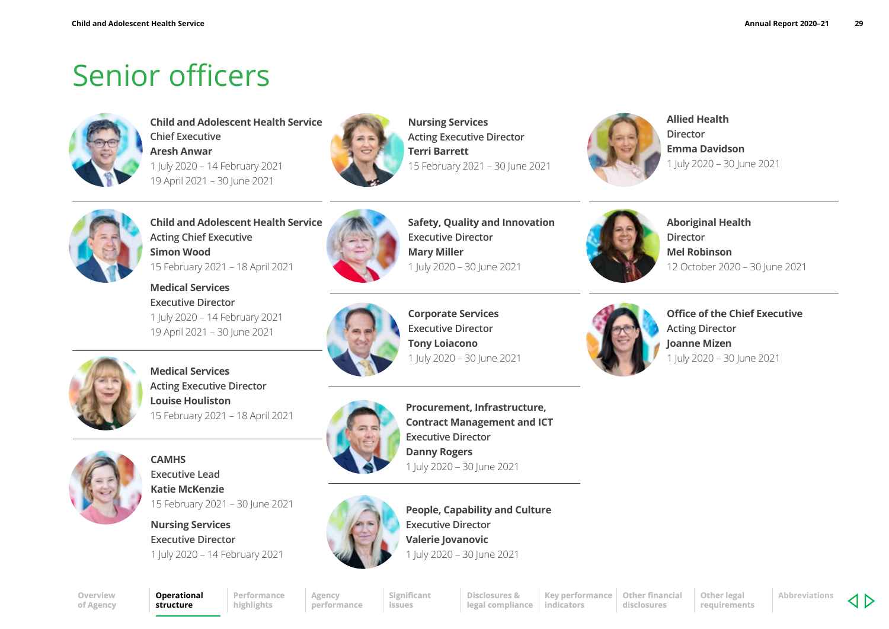# Senior officers

**Child and Adolescent Health Service**
Chief Executive
**Aresh Anwar**
1 July 2020 – 14 February 2021
19 April 2021 – 30 June 2021

**Child and Adolescent Health Service**
Acting Chief Executive
**Simon Wood**
15 February 2021 – 18 April 2021

**Medical Services**
Executive Director
1 July 2020 – 14 February 2021
19 April 2021 – 30 June 2021

**Medical Services**
Acting Executive Director
**Louise Houliston**
15 February 2021 – 18 April 2021

**CAMHS**
Executive Lead
**Katie McKenzie**
15 February 2021 – 30 June 2021

**Nursing Services**
Executive Director
1 July 2020 – 14 February 2021

**Nursing Services**
Acting Executive Director
**Terri Barrett**
15 February 2021 – 30 June 2021

**Safety, Quality and Innovation**
Executive Director
**Mary Miller**
1 July 2020 – 30 June 2021

**Corporate Services**
Executive Director
**Tony Loiacono**
1 July 2020 – 30 June 2021

**Procurement, Infrastructure, Contract Management and ICT**
Executive Director
**Danny Rogers**
1 July 2020 – 30 June 2021

**People, Capability and Culture**
Executive Director
**Valerie Jovanovic**
1 July 2020 – 30 June 2021

**Allied Health**
Director
**Emma Davidson**
1 July 2020 – 30 June 2021

**Aboriginal Health**
Director
**Mel Robinson**
12 October 2020 – 30 June 2021

**Office of the Chief Executive**
Acting Director
**Joanne Mizen**
1 July 2020 – 30 June 2021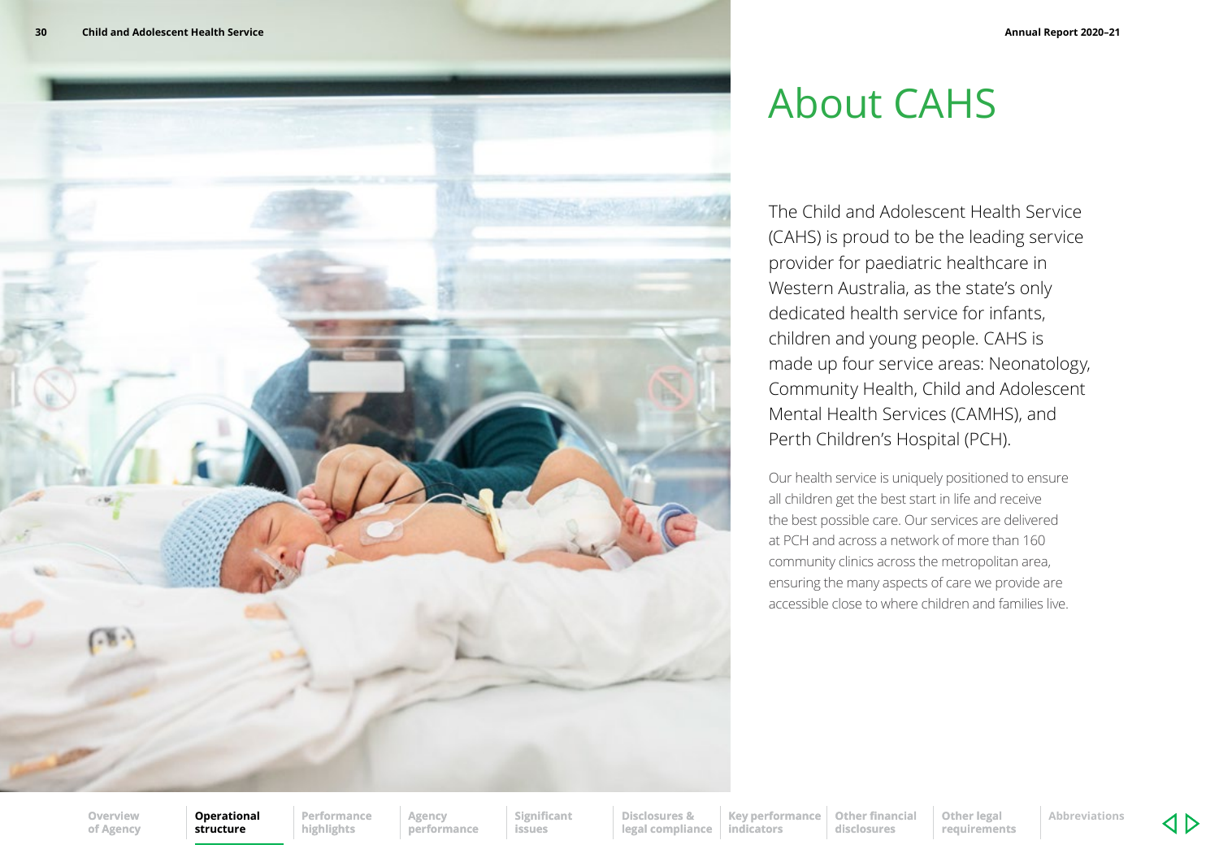# About CAHS

The Child and Adolescent Health Service (CAHS) is proud to be the leading service provider for paediatric healthcare in Western Australia, as the state's only dedicated health service for infants, children and young people. CAHS is made up four service areas: Neonatology, Community Health, Child and Adolescent Mental Health Services (CAMHS), and Perth Children's Hospital (PCH).

Our health service is uniquely positioned to ensure all children get the best start in life and receive the best possible care. Our services are delivered at PCH and across a network of more than 160 community clinics across the metropolitan area, ensuring the many aspects of care we provide are accessible close to where children and families live.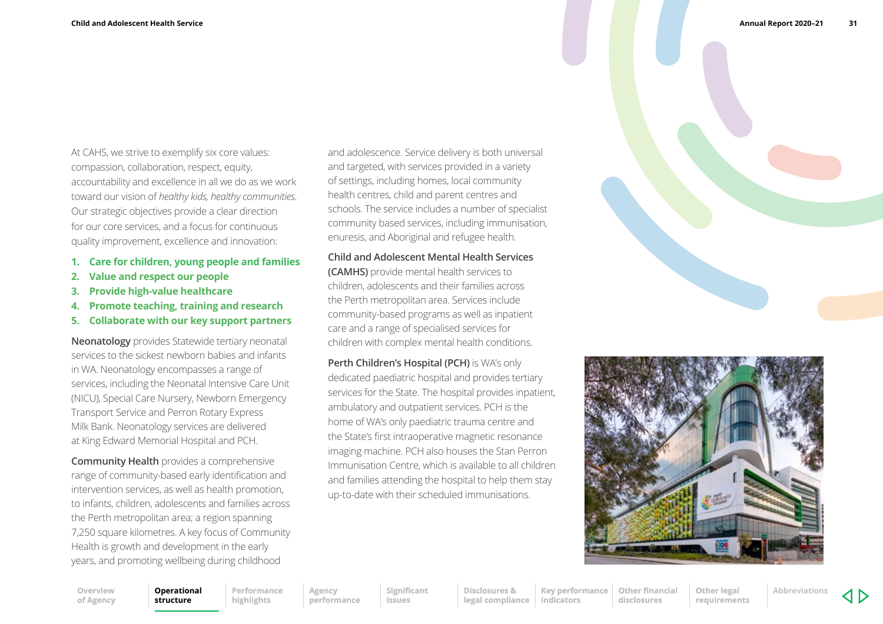At CAHS, we strive to exemplify six core values: compassion, collaboration, respect, equity, accountability and excellence in all we do as we work toward our vision of *healthy kids, healthy communities*. Our strategic objectives provide a clear direction for our core services, and a focus for continuous quality improvement, excellence and innovation:

1. **Care for children, young people and families**
2. **Value and respect our people**
3. **Provide high-value healthcare**
4. **Promote teaching, training and research**
5. **Collaborate with our key support partners**

**Neonatology** provides Statewide tertiary neonatal services to the sickest newborn babies and infants in WA. Neonatology encompasses a range of services, including the Neonatal Intensive Care Unit (NICU), Special Care Nursery, Newborn Emergency Transport Service and Perron Rotary Express Milk Bank. Neonatology services are delivered at King Edward Memorial Hospital and PCH.

**Community Health** provides a comprehensive range of community-based early identification and intervention services, as well as health promotion, to infants, children, adolescents and families across the Perth metropolitan area; a region spanning 7,250 square kilometres. A key focus of Community Health is growth and development in the early years, and promoting wellbeing during childhood and adolescence. Service delivery is both universal and targeted, with services provided in a variety of settings, including homes, local community health centres, child and parent centres and schools. The service includes a number of specialist community based services, including immunisation, enuresis, and Aboriginal and refugee health.

**Child and Adolescent Mental Health Services (CAMHS)** provide mental health services to children, adolescents and their families across the Perth metropolitan area. Services include community-based programs as well as inpatient care and a range of specialised services for children with complex mental health conditions.

**Perth Children's Hospital (PCH)** is WA's only dedicated paediatric hospital and provides tertiary services for the State. The hospital provides inpatient, ambulatory and outpatient services. PCH is the home of WA's only paediatric trauma centre and the State's first intraoperative magnetic resonance imaging machine. PCH also houses the Stan Perron Immunisation Centre, which is available to all children and families attending the hospital to help them stay up-to-date with their scheduled immunisations.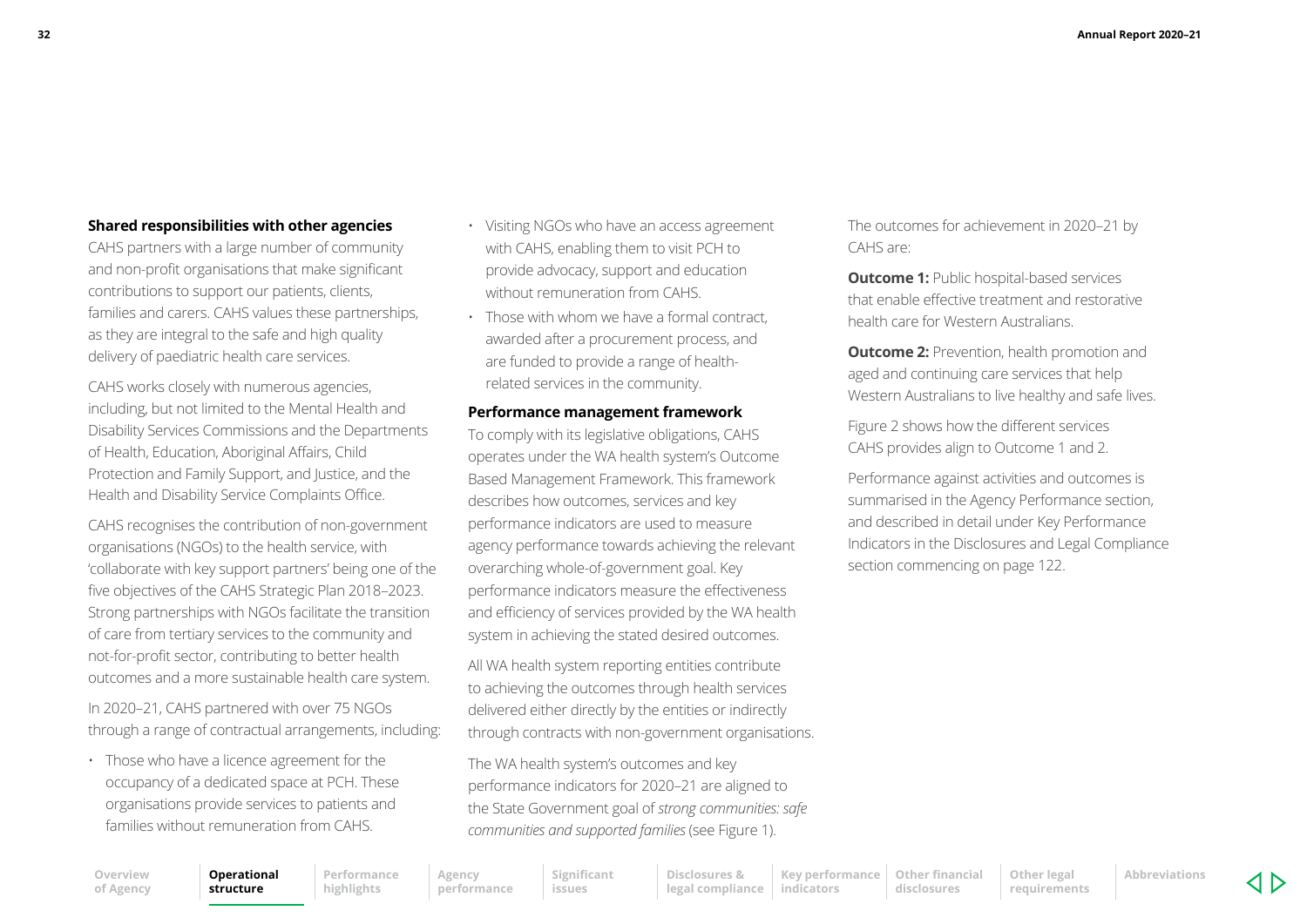### Shared responsibilities with other agencies

CAHS partners with a large number of community and non-profit organisations that make significant contributions to support our patients, clients, families and carers. CAHS values these partnerships, as they are integral to the safe and high quality delivery of paediatric health care services.

CAHS works closely with numerous agencies, including, but not limited to the Mental Health and Disability Services Commissions and the Departments of Health, Education, Aboriginal Affairs, Child Protection and Family Support, and Justice, and the Health and Disability Service Complaints Office.

CAHS recognises the contribution of non-government organisations (NGOs) to the health service, with 'collaborate with key support partners' being one of the five objectives of the CAHS Strategic Plan 2018–2023. Strong partnerships with NGOs facilitate the transition of care from tertiary services to the community and not-for-profit sector, contributing to better health outcomes and a more sustainable health care system.

In 2020–21, CAHS partnered with over 75 NGOs through a range of contractual arrangements, including:

- Those who have a licence agreement for the occupancy of a dedicated space at PCH. These organisations provide services to patients and families without remuneration from CAHS.
- Visiting NGOs who have an access agreement with CAHS, enabling them to visit PCH to provide advocacy, support and education without remuneration from CAHS.
- Those with whom we have a formal contract, awarded after a procurement process, and are funded to provide a range of health-related services in the community.

### Performance management framework

To comply with its legislative obligations, CAHS operates under the WA health system's Outcome Based Management Framework. This framework describes how outcomes, services and key performance indicators are used to measure agency performance towards achieving the relevant overarching whole-of-government goal. Key performance indicators measure the effectiveness and efficiency of services provided by the WA health system in achieving the stated desired outcomes.

All WA health system reporting entities contribute to achieving the outcomes through health services delivered either directly by the entities or indirectly through contracts with non-government organisations.

The WA health system's outcomes and key performance indicators for 2020–21 are aligned to the State Government goal of *strong communities: safe communities and supported families* (see Figure 1).

The outcomes for achievement in 2020–21 by CAHS are:

**Outcome 1:** Public hospital-based services that enable effective treatment and restorative health care for Western Australians.

**Outcome 2:** Prevention, health promotion and aged and continuing care services that help Western Australians to live healthy and safe lives.

Figure 2 shows how the different services CAHS provides align to Outcome 1 and 2.

Performance against activities and outcomes is summarised in the Agency Performance section, and described in detail under Key Performance Indicators in the Disclosures and Legal Compliance section commencing on page 122.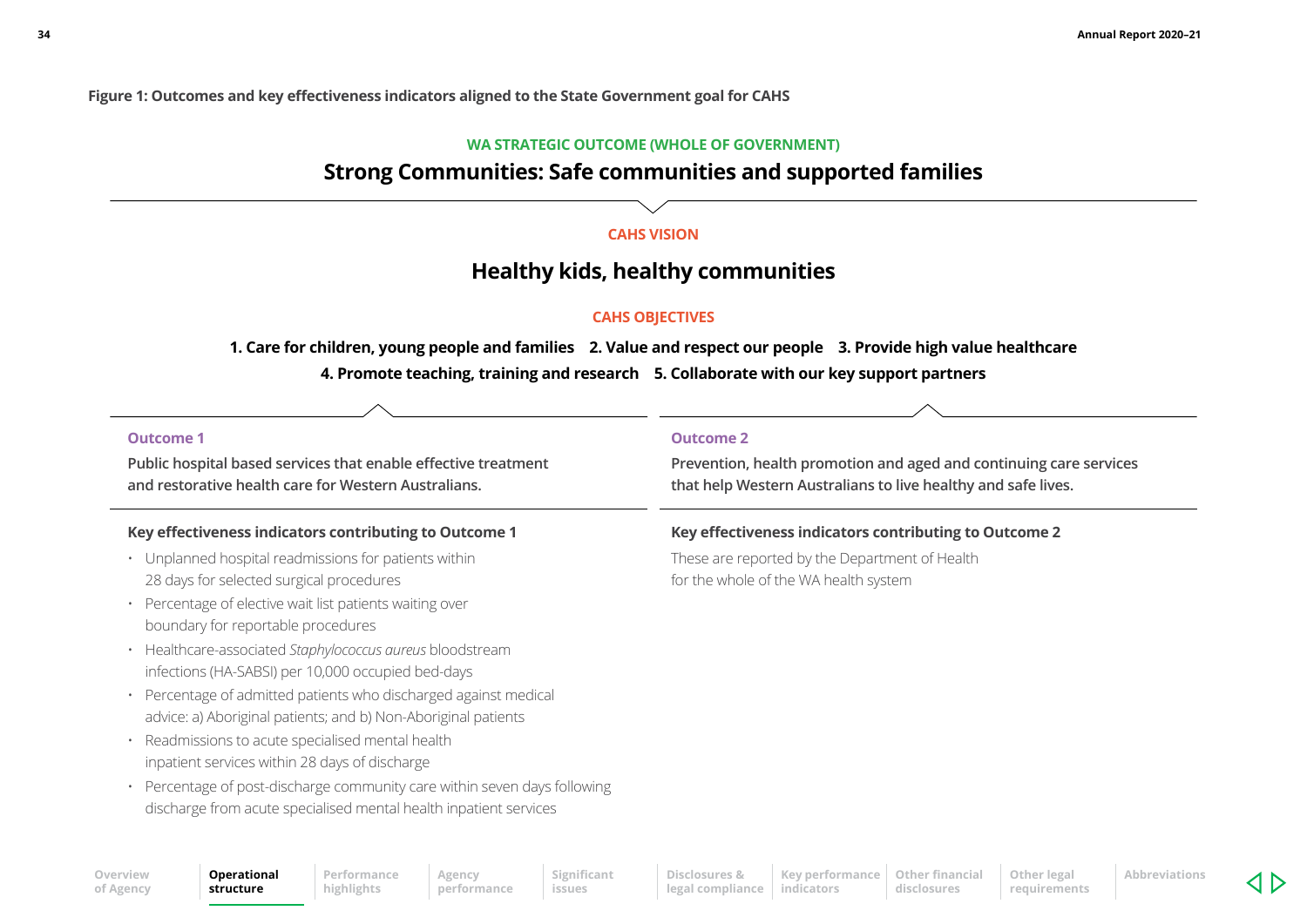**Figure 1: Outcomes and key effectiveness indicators aligned to the State Government goal for CAHS**

WA STRATEGIC OUTCOME (WHOLE OF GOVERNMENT)

## Strong Communities: Safe communities and supported families

CAHS VISION

## Healthy kids, healthy communities

CAHS OBJECTIVES

**1. Care for children, young people and families 2. Value and respect our people 3. Provide high value healthcare**

**4. Promote teaching, training and research 5. Collaborate with our key support partners**

### Outcome 1

Public hospital based services that enable effective treatment and restorative health care for Western Australians.

#### Key effectiveness indicators contributing to Outcome 1

- Unplanned hospital readmissions for patients within 28 days for selected surgical procedures
- Percentage of elective wait list patients waiting over boundary for reportable procedures
- Healthcare-associated *Staphylococcus aureus* bloodstream infections (HA-SABSI) per 10,000 occupied bed-days
- Percentage of admitted patients who discharged against medical advice: a) Aboriginal patients; and b) Non-Aboriginal patients
- Readmissions to acute specialised mental health inpatient services within 28 days of discharge
- Percentage of post-discharge community care within seven days following discharge from acute specialised mental health inpatient services

### Outcome 2

Prevention, health promotion and aged and continuing care services that help Western Australians to live healthy and safe lives.

#### Key effectiveness indicators contributing to Outcome 2

These are reported by the Department of Health for the whole of the WA health system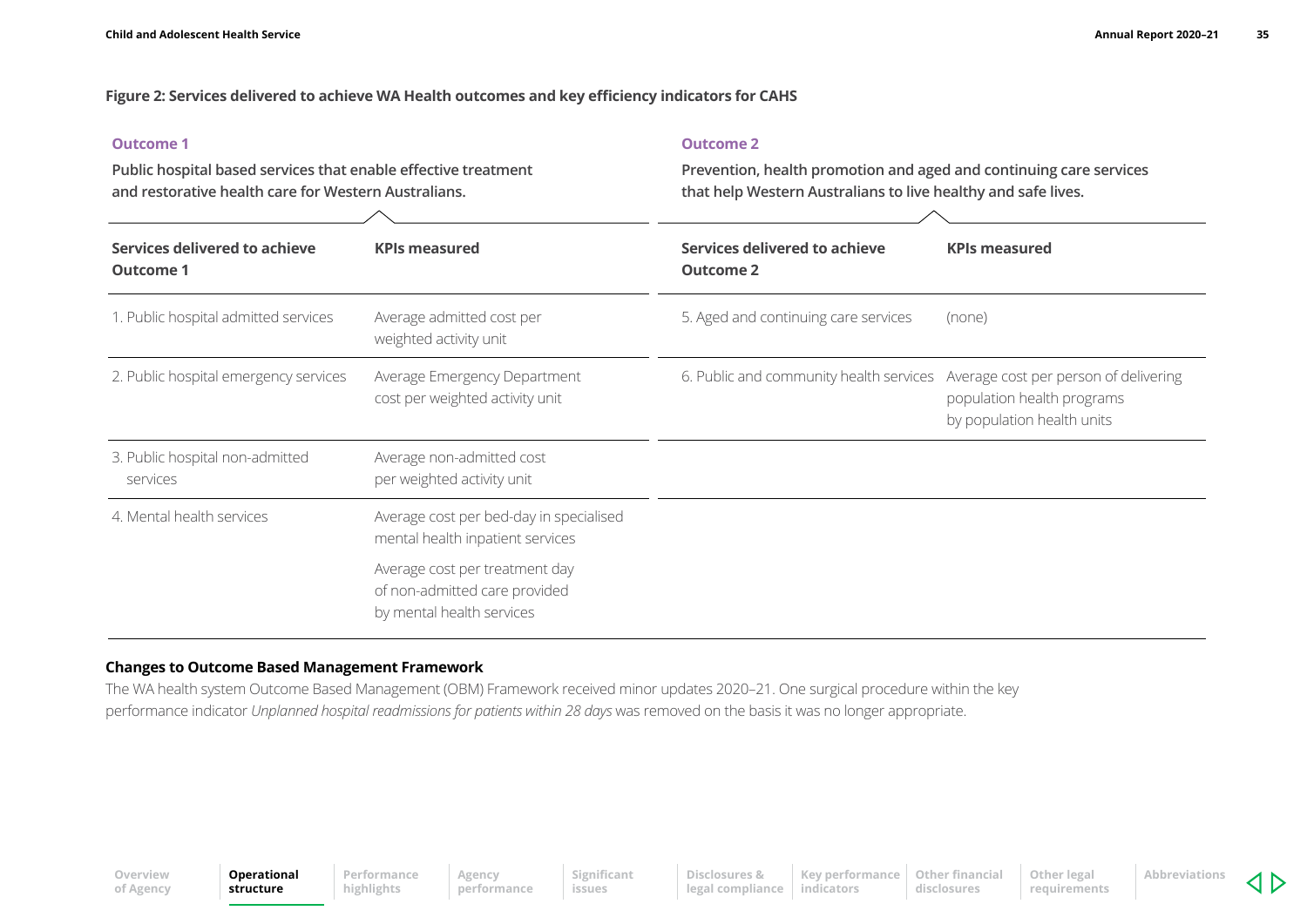**Figure 2: Services delivered to achieve WA Health outcomes and key efficiency indicators for CAHS**

**Outcome 1**

**Public hospital based services that enable effective treatment and restorative health care for Western Australians.**

| Services delivered to achieve Outcome 1 | KPIs measured |
| --- | --- |
| 1. Public hospital admitted services | Average admitted cost per weighted activity unit |
| 2. Public hospital emergency services | Average Emergency Department cost per weighted activity unit |
| 3. Public hospital non-admitted services | Average non-admitted cost per weighted activity unit |
| 4. Mental health services | Average cost per bed-day in specialised mental health inpatient services<br>Average cost per treatment day of non-admitted care provided by mental health services |

**Outcome 2**

**Prevention, health promotion and aged and continuing care services that help Western Australians to live healthy and safe lives.**

| Services delivered to achieve Outcome 2 | KPIs measured |
| --- | --- |
| 5. Aged and continuing care services | (none) |
| 6. Public and community health services | Average cost per person of delivering population health programs by population health units |

**Changes to Outcome Based Management Framework**

The WA health system Outcome Based Management (OBM) Framework received minor updates 2020–21. One surgical procedure within the key performance indicator *Unplanned hospital readmissions for patients within 28 days* was removed on the basis it was no longer appropriate.